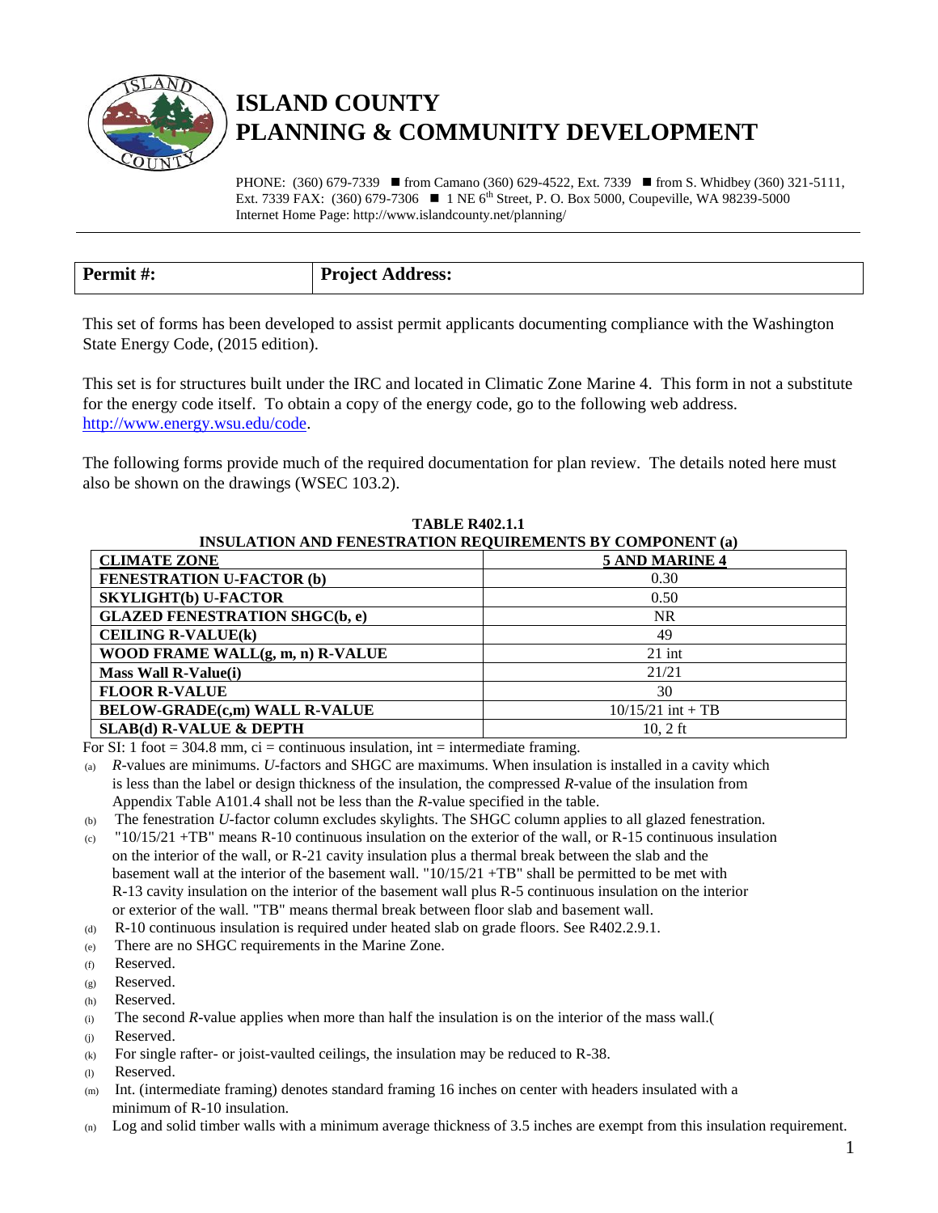# ISLAND COUNTY
# PLANNING & COMMUNITY DEVELOPMENT

PHONE: (360) 679-7339 ■ from Camano (360) 629-4522, Ext. 7339 ■ from S. Whidbey (360) 321-5111, Ext. 7339 FAX: (360) 679-7306 ■ 1 NE 6th Street, P. O. Box 5000, Coupeville, WA 98239-5000
Internet Home Page: http://www.islandcounty.net/planning/

| **Permit #:** | **Project Address:** |
|---|---|

This set of forms has been developed to assist permit applicants documenting compliance with the Washington State Energy Code, (2015 edition).

This set is for structures built under the IRC and located in Climatic Zone Marine 4. This form in not a substitute for the energy code itself. To obtain a copy of the energy code, go to the following web address. http://www.energy.wsu.edu/code.

The following forms provide much of the required documentation for plan review. The details noted here must also be shown on the drawings (WSEC 103.2).

**TABLE R402.1.1**
**INSULATION AND FENESTRATION REQUIREMENTS BY COMPONENT (a)**

| CLIMATE ZONE | 5 AND MARINE 4 |
|---|---|
| FENESTRATION U-FACTOR (b) | 0.30 |
| SKYLIGHT(b) U-FACTOR | 0.50 |
| GLAZED FENESTRATION SHGC(b, e) | NR |
| CEILING R-VALUE(k) | 49 |
| WOOD FRAME WALL(g, m, n) R-VALUE | 21 int |
| Mass Wall R-Value(i) | 21/21 |
| FLOOR R-VALUE | 30 |
| BELOW-GRADE(c,m) WALL R-VALUE | 10/15/21 int + TB |
| SLAB(d) R-VALUE & DEPTH | 10, 2 ft |

For SI: 1 foot = 304.8 mm, ci = continuous insulation, int = intermediate framing.

(a) *R*-values are minimums. *U*-factors and SHGC are maximums. When insulation is installed in a cavity which is less than the label or design thickness of the insulation, the compressed *R*-value of the insulation from Appendix Table A101.4 shall not be less than the *R*-value specified in the table.
(b) The fenestration *U*-factor column excludes skylights. The SHGC column applies to all glazed fenestration.
(c) "10/15/21 +TB" means R-10 continuous insulation on the exterior of the wall, or R-15 continuous insulation on the interior of the wall, or R-21 cavity insulation plus a thermal break between the slab and the basement wall at the interior of the basement wall. "10/15/21 +TB" shall be permitted to be met with R-13 cavity insulation on the interior of the basement wall plus R-5 continuous insulation on the interior or exterior of the wall. "TB" means thermal break between floor slab and basement wall.
(d) R-10 continuous insulation is required under heated slab on grade floors. See R402.2.9.1.
(e) There are no SHGC requirements in the Marine Zone.
(f) Reserved.
(g) Reserved.
(h) Reserved.
(i) The second *R*-value applies when more than half the insulation is on the interior of the mass wall.(
(j) Reserved.
(k) For single rafter- or joist-vaulted ceilings, the insulation may be reduced to R-38.
(l) Reserved.
(m) Int. (intermediate framing) denotes standard framing 16 inches on center with headers insulated with a minimum of R-10 insulation.
(n) Log and solid timber walls with a minimum average thickness of 3.5 inches are exempt from this insulation requirement.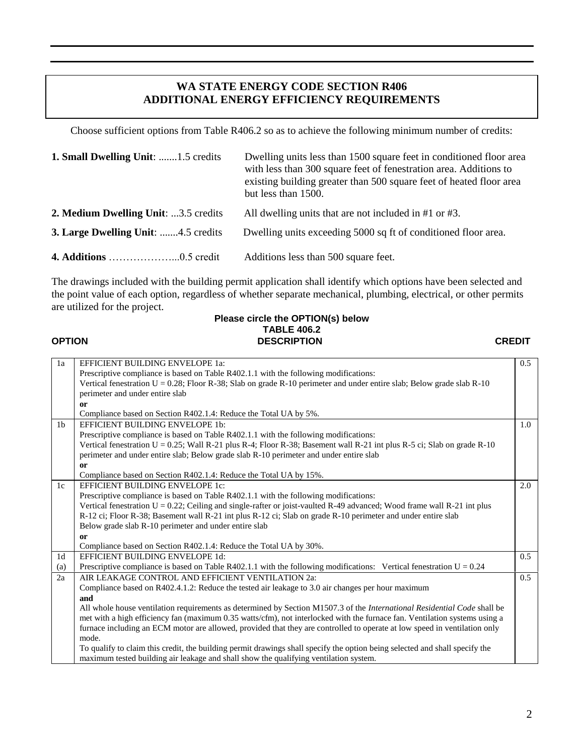# WA STATE ENERGY CODE SECTION R406
# ADDITIONAL ENERGY EFFICIENCY REQUIREMENTS

Choose sufficient options from Table R406.2 so as to achieve the following minimum number of credits:

**1. Small Dwelling Unit**: .......1.5 credits — Dwelling units less than 1500 square feet in conditioned floor area with less than 300 square feet of fenestration area. Additions to existing building greater than 500 square feet of heated floor area but less than 1500.

**2. Medium Dwelling Unit**: ...3.5 credits — All dwelling units that are not included in #1 or #3.

**3. Large Dwelling Unit**: .......4.5 credits — Dwelling units exceeding 5000 sq ft of conditioned floor area.

**4. Additions** ………………...0.5 credit — Additions less than 500 square feet.

The drawings included with the building permit application shall identify which options have been selected and the point value of each option, regardless of whether separate mechanical, plumbing, electrical, or other permits are utilized for the project.

**Please circle the OPTION(s) below**
**TABLE 406.2**

| OPTION | DESCRIPTION | CREDIT |
|---|---|---|
| 1a | EFFICIENT BUILDING ENVELOPE 1a:<br>Prescriptive compliance is based on Table R402.1.1 with the following modifications:<br>Vertical fenestration U = 0.28; Floor R-38; Slab on grade R-10 perimeter and under entire slab; Below grade slab R-10 perimeter and under entire slab<br>**or**<br>Compliance based on Section R402.1.4: Reduce the Total UA by 5%. | 0.5 |
| 1b | EFFICIENT BUILDING ENVELOPE 1b:<br>Prescriptive compliance is based on Table R402.1.1 with the following modifications:<br>Vertical fenestration U = 0.25; Wall R-21 plus R-4; Floor R-38; Basement wall R-21 int plus R-5 ci; Slab on grade R-10 perimeter and under entire slab; Below grade slab R-10 perimeter and under entire slab<br>**or**<br>Compliance based on Section R402.1.4: Reduce the Total UA by 15%. | 1.0 |
| 1c | EFFICIENT BUILDING ENVELOPE 1c:<br>Prescriptive compliance is based on Table R402.1.1 with the following modifications:<br>Vertical fenestration U = 0.22; Ceiling and single-rafter or joist-vaulted R-49 advanced; Wood frame wall R-21 int plus R-12 ci; Floor R-38; Basement wall R-21 int plus R-12 ci; Slab on grade R-10 perimeter and under entire slab<br>Below grade slab R-10 perimeter and under entire slab<br>**or**<br>Compliance based on Section R402.1.4: Reduce the Total UA by 30%. | 2.0 |
| 1d<br>(a) | EFFICIENT BUILDING ENVELOPE 1d:<br>Prescriptive compliance is based on Table R402.1.1 with the following modifications: Vertical fenestration U = 0.24 | 0.5 |
| 2a | AIR LEAKAGE CONTROL AND EFFICIENT VENTILATION 2a:<br>Compliance based on R402.4.1.2: Reduce the tested air leakage to 3.0 air changes per hour maximum<br>**and**<br>All whole house ventilation requirements as determined by Section M1507.3 of the *International Residential Code* shall be met with a high efficiency fan (maximum 0.35 watts/cfm), not interlocked with the furnace fan. Ventilation systems using a furnace including an ECM motor are allowed, provided that they are controlled to operate at low speed in ventilation only mode.<br>To qualify to claim this credit, the building permit drawings shall specify the option being selected and shall specify the maximum tested building air leakage and shall show the qualifying ventilation system. | 0.5 |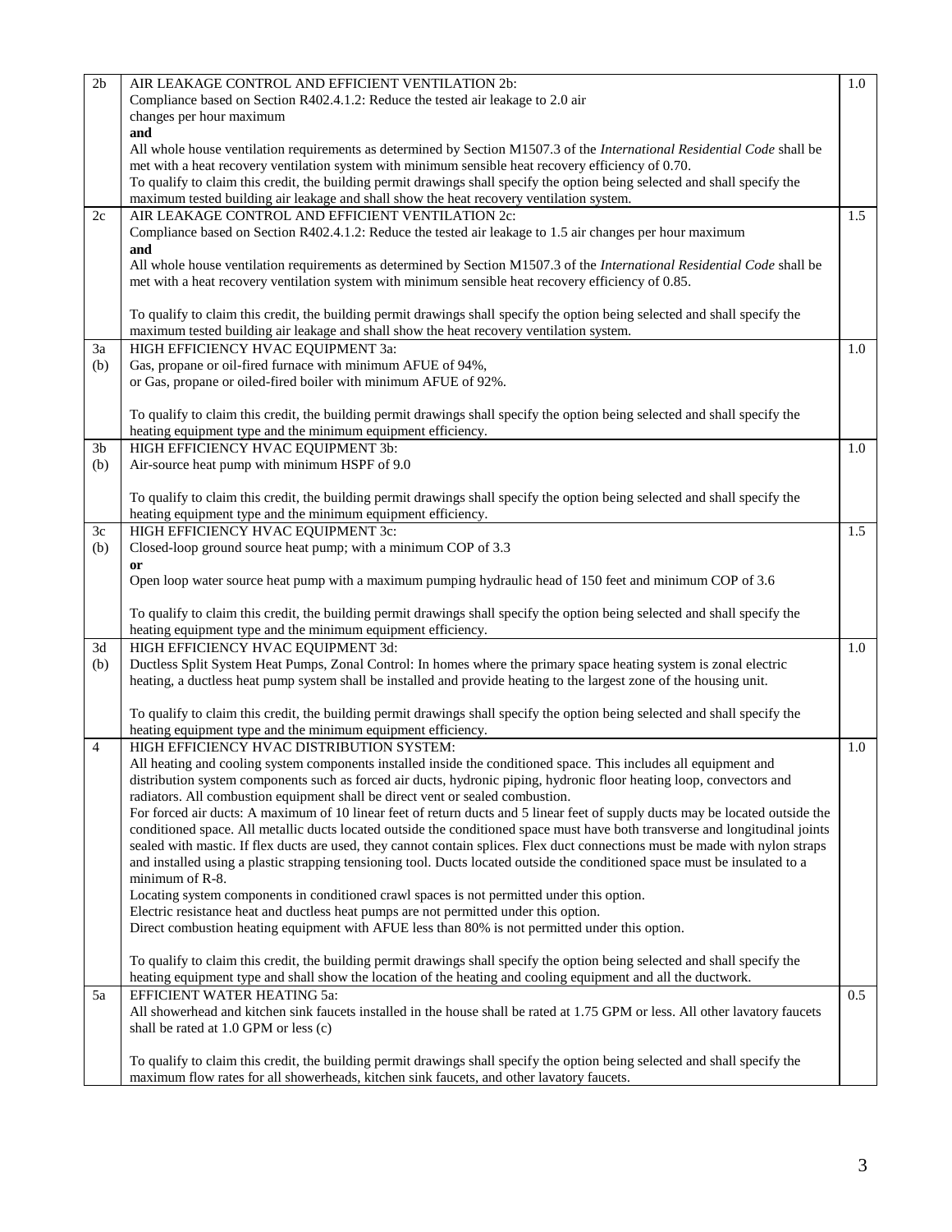| | | |
|---|---|---|
| 2b | AIR LEAKAGE CONTROL AND EFFICIENT VENTILATION 2b:<br>Compliance based on Section R402.4.1.2: Reduce the tested air leakage to 2.0 air changes per hour maximum<br>**and**<br>All whole house ventilation requirements as determined by Section M1507.3 of the *International Residential Code* shall be met with a heat recovery ventilation system with minimum sensible heat recovery efficiency of 0.70.<br>To qualify to claim this credit, the building permit drawings shall specify the option being selected and shall specify the maximum tested building air leakage and shall show the heat recovery ventilation system. | 1.0 |
| 2c | AIR LEAKAGE CONTROL AND EFFICIENT VENTILATION 2c:<br>Compliance based on Section R402.4.1.2: Reduce the tested air leakage to 1.5 air changes per hour maximum<br>**and**<br>All whole house ventilation requirements as determined by Section M1507.3 of the *International Residential Code* shall be met with a heat recovery ventilation system with minimum sensible heat recovery efficiency of 0.85.<br><br>To qualify to claim this credit, the building permit drawings shall specify the option being selected and shall specify the maximum tested building air leakage and shall show the heat recovery ventilation system. | 1.5 |
| 3a (b) | HIGH EFFICIENCY HVAC EQUIPMENT 3a:<br>Gas, propane or oil-fired furnace with minimum AFUE of 94%,<br>or Gas, propane or oiled-fired boiler with minimum AFUE of 92%.<br><br>To qualify to claim this credit, the building permit drawings shall specify the option being selected and shall specify the heating equipment type and the minimum equipment efficiency. | 1.0 |
| 3b (b) | HIGH EFFICIENCY HVAC EQUIPMENT 3b:<br>Air-source heat pump with minimum HSPF of 9.0<br><br>To qualify to claim this credit, the building permit drawings shall specify the option being selected and shall specify the heating equipment type and the minimum equipment efficiency. | 1.0 |
| 3c (b) | HIGH EFFICIENCY HVAC EQUIPMENT 3c:<br>Closed-loop ground source heat pump; with a minimum COP of 3.3<br>**or**<br>Open loop water source heat pump with a maximum pumping hydraulic head of 150 feet and minimum COP of 3.6<br><br>To qualify to claim this credit, the building permit drawings shall specify the option being selected and shall specify the heating equipment type and the minimum equipment efficiency. | 1.5 |
| 3d (b) | HIGH EFFICIENCY HVAC EQUIPMENT 3d:<br>Ductless Split System Heat Pumps, Zonal Control: In homes where the primary space heating system is zonal electric heating, a ductless heat pump system shall be installed and provide heating to the largest zone of the housing unit.<br><br>To qualify to claim this credit, the building permit drawings shall specify the option being selected and shall specify the heating equipment type and the minimum equipment efficiency. | 1.0 |
| 4 | HIGH EFFICIENCY HVAC DISTRIBUTION SYSTEM:<br>All heating and cooling system components installed inside the conditioned space. This includes all equipment and distribution system components such as forced air ducts, hydronic piping, hydronic floor heating loop, convectors and radiators. All combustion equipment shall be direct vent or sealed combustion.<br>For forced air ducts: A maximum of 10 linear feet of return ducts and 5 linear feet of supply ducts may be located outside the conditioned space. All metallic ducts located outside the conditioned space must have both transverse and longitudinal joints sealed with mastic. If flex ducts are used, they cannot contain splices. Flex duct connections must be made with nylon straps and installed using a plastic strapping tensioning tool. Ducts located outside the conditioned space must be insulated to a minimum of R-8.<br>Locating system components in conditioned crawl spaces is not permitted under this option.<br>Electric resistance heat and ductless heat pumps are not permitted under this option.<br>Direct combustion heating equipment with AFUE less than 80% is not permitted under this option.<br><br>To qualify to claim this credit, the building permit drawings shall specify the option being selected and shall specify the heating equipment type and shall show the location of the heating and cooling equipment and all the ductwork. | 1.0 |
| 5a | EFFICIENT WATER HEATING 5a:<br>All showerhead and kitchen sink faucets installed in the house shall be rated at 1.75 GPM or less. All other lavatory faucets shall be rated at 1.0 GPM or less (c)<br><br>To qualify to claim this credit, the building permit drawings shall specify the option being selected and shall specify the maximum flow rates for all showerheads, kitchen sink faucets, and other lavatory faucets. | 0.5 |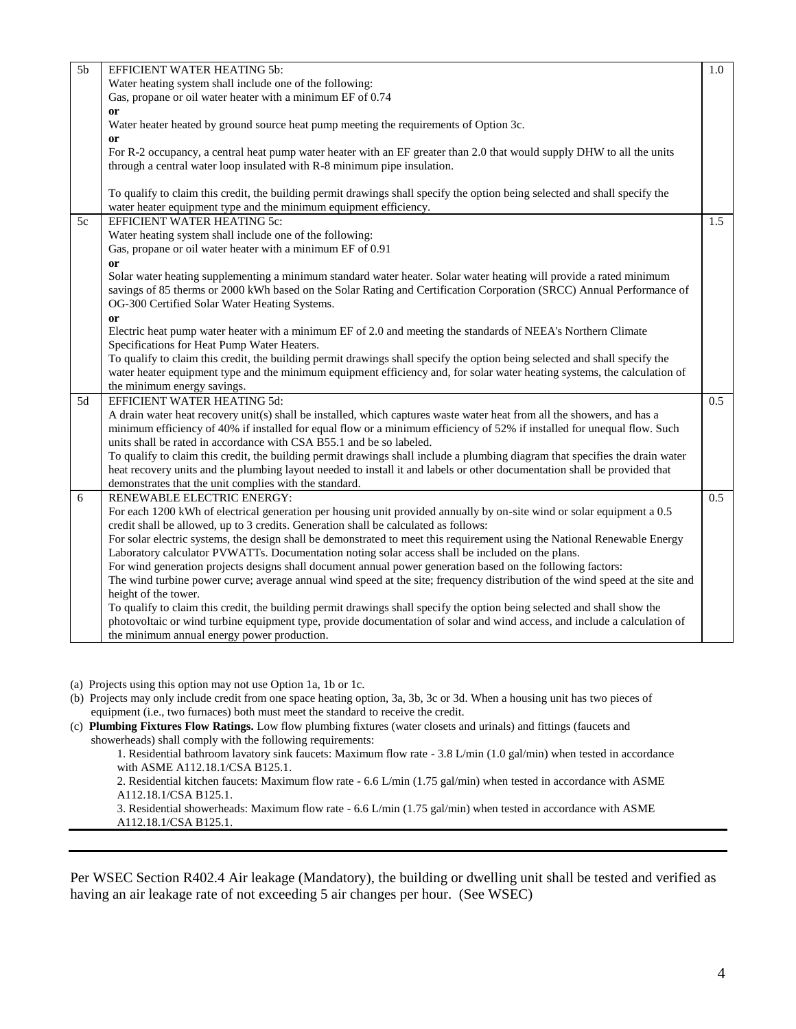| | | |
|---|---|---|
| 5b | EFFICIENT WATER HEATING 5b:<br>Water heating system shall include one of the following:<br>Gas, propane or oil water heater with a minimum EF of 0.74<br>**or**<br>Water heater heated by ground source heat pump meeting the requirements of Option 3c.<br>**or**<br>For R-2 occupancy, a central heat pump water heater with an EF greater than 2.0 that would supply DHW to all the units through a central water loop insulated with R-8 minimum pipe insulation.<br><br>To qualify to claim this credit, the building permit drawings shall specify the option being selected and shall specify the water heater equipment type and the minimum equipment efficiency. | 1.0 |
| 5c | EFFICIENT WATER HEATING 5c:<br>Water heating system shall include one of the following:<br>Gas, propane or oil water heater with a minimum EF of 0.91<br>**or**<br>Solar water heating supplementing a minimum standard water heater. Solar water heating will provide a rated minimum savings of 85 therms or 2000 kWh based on the Solar Rating and Certification Corporation (SRCC) Annual Performance of OG-300 Certified Solar Water Heating Systems.<br>**or**<br>Electric heat pump water heater with a minimum EF of 2.0 and meeting the standards of NEEA's Northern Climate Specifications for Heat Pump Water Heaters.<br>To qualify to claim this credit, the building permit drawings shall specify the option being selected and shall specify the water heater equipment type and the minimum equipment efficiency and, for solar water heating systems, the calculation of the minimum energy savings. | 1.5 |
| 5d | EFFICIENT WATER HEATING 5d:<br>A drain water heat recovery unit(s) shall be installed, which captures waste water heat from all the showers, and has a minimum efficiency of 40% if installed for equal flow or a minimum efficiency of 52% if installed for unequal flow. Such units shall be rated in accordance with CSA B55.1 and be so labeled.<br>To qualify to claim this credit, the building permit drawings shall include a plumbing diagram that specifies the drain water heat recovery units and the plumbing layout needed to install it and labels or other documentation shall be provided that demonstrates that the unit complies with the standard. | 0.5 |
| 6 | RENEWABLE ELECTRIC ENERGY:<br>For each 1200 kWh of electrical generation per housing unit provided annually by on-site wind or solar equipment a 0.5 credit shall be allowed, up to 3 credits. Generation shall be calculated as follows:<br>For solar electric systems, the design shall be demonstrated to meet this requirement using the National Renewable Energy Laboratory calculator PVWATTs. Documentation noting solar access shall be included on the plans.<br>For wind generation projects designs shall document annual power generation based on the following factors:<br>The wind turbine power curve; average annual wind speed at the site; frequency distribution of the wind speed at the site and height of the tower.<br>To qualify to claim this credit, the building permit drawings shall specify the option being selected and shall show the photovoltaic or wind turbine equipment type, provide documentation of solar and wind access, and include a calculation of the minimum annual energy power production. | 0.5 |

(a) Projects using this option may not use Option 1a, 1b or 1c.

(b) Projects may only include credit from one space heating option, 3a, 3b, 3c or 3d. When a housing unit has two pieces of equipment (i.e., two furnaces) both must meet the standard to receive the credit.

(c) **Plumbing Fixtures Flow Ratings.** Low flow plumbing fixtures (water closets and urinals) and fittings (faucets and showerheads) shall comply with the following requirements:

1. Residential bathroom lavatory sink faucets: Maximum flow rate - 3.8 L/min (1.0 gal/min) when tested in accordance with ASME A112.18.1/CSA B125.1.
2. Residential kitchen faucets: Maximum flow rate - 6.6 L/min (1.75 gal/min) when tested in accordance with ASME A112.18.1/CSA B125.1.
3. Residential showerheads: Maximum flow rate - 6.6 L/min (1.75 gal/min) when tested in accordance with ASME A112.18.1/CSA B125.1.

---

Per WSEC Section R402.4 Air leakage (Mandatory), the building or dwelling unit shall be tested and verified as having an air leakage rate of not exceeding 5 air changes per hour. (See WSEC)